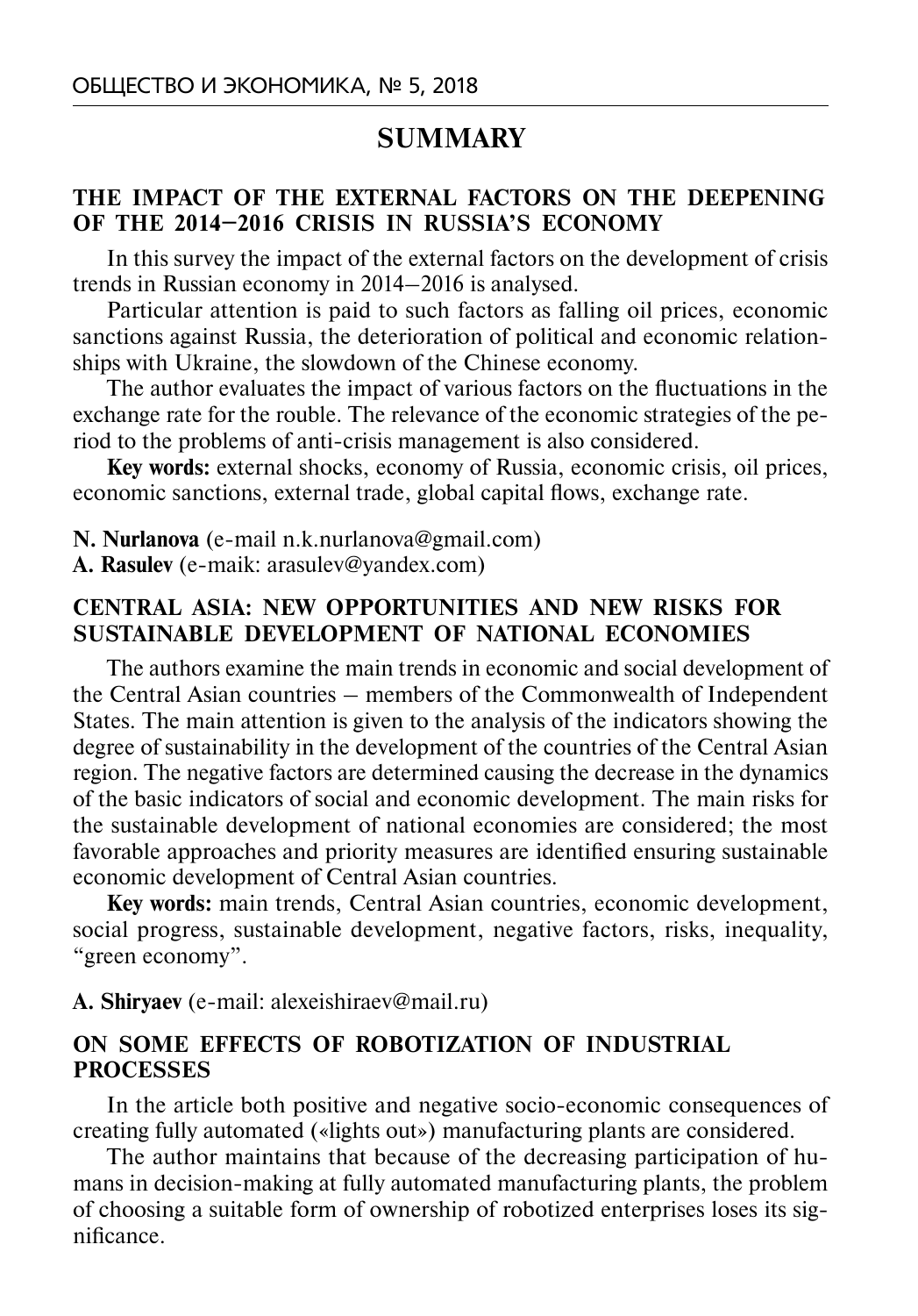# SUMMARY

## THE IMPACT OF THE EXTERNAL FACTORS ON THE DEEPENING OF THE 2014–2016 CRISIS IN RUSSIA'S ECONOMY

In this survey the impact of the external factors on the development of crisis trends in Russian economy in 2014–2016 is analysed.

Particular attention is paid to such factors as falling oil prices, economic sanctions against Russia, the deterioration of political and economic relationships with Ukraine, the slowdown of the Chinese economy.

The author evaluates the impact of various factors on the fluctuations in the exchange rate for the rouble. The relevance of the economic strategies of the period to the problems of anti-crisis management is also considered.

**Key words:** external shocks, economy of Russia, economic crisis, oil prices, economic sanctions, external trade, global capital flows, exchange rate.

**N. Nurlanova** (e-mail n.k.nurlanova@gmail.com)
**A. Rasulev** (e-maik: arasulev@yandex.com)

## CENTRAL ASIA: NEW OPPORTUNITIES AND NEW RISKS FOR SUSTAINABLE DEVELOPMENT OF NATIONAL ECONOMIES

The authors examine the main trends in economic and social development of the Central Asian countries – members of the Commonwealth of Independent States. The main attention is given to the analysis of the indicators showing the degree of sustainability in the development of the countries of the Central Asian region. The negative factors are determined causing the decrease in the dynamics of the basic indicators of social and economic development. The main risks for the sustainable development of national economies are considered; the most favorable approaches and priority measures are identified ensuring sustainable economic development of Central Asian countries.

**Key words:** main trends, Central Asian countries, economic development, social progress, sustainable development, negative factors, risks, inequality, "green economy".

**A. Shiryaev** (e-mail: alexeishiraev@mail.ru)

## ON SOME EFFECTS OF ROBOTIZATION OF INDUSTRIAL PROCESSES

In the article both positive and negative socio-economic consequences of creating fully automated («lights out») manufacturing plants are considered.

The author maintains that because of the decreasing participation of humans in decision-making at fully automated manufacturing plants, the problem of choosing a suitable form of ownership of robotized enterprises loses its significance.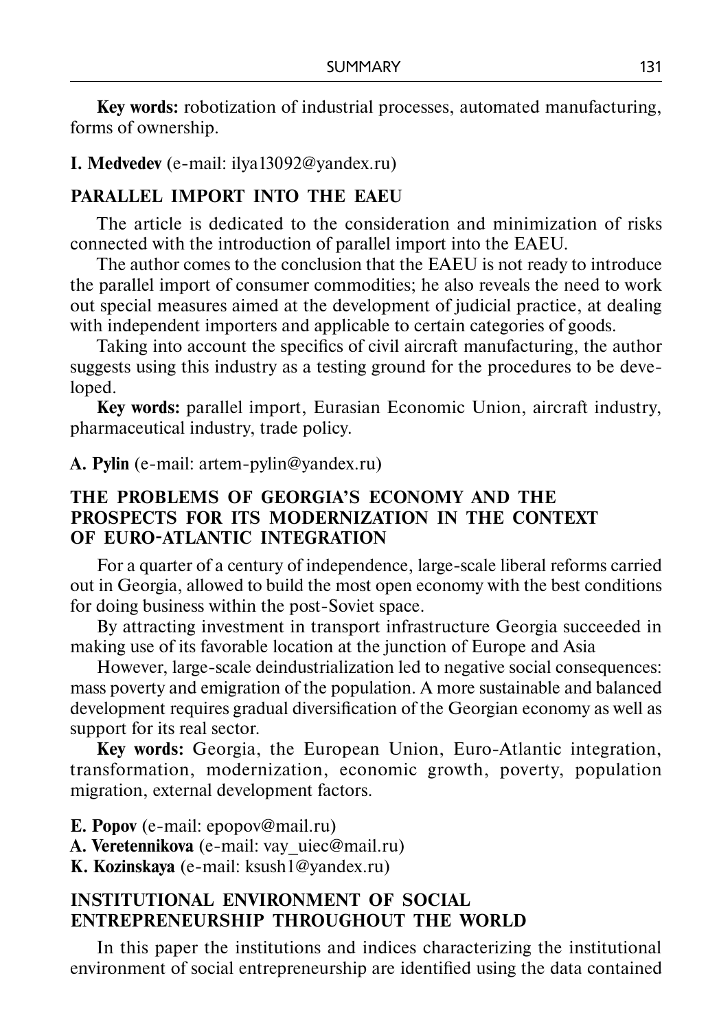**Key words:** robotization of industrial processes, automated manufacturing, forms of ownership.

**I. Medvedev** (e-mail: ilya13092@yandex.ru)

## PARALLEL IMPORT INTO THE EAEU

The article is dedicated to the consideration and minimization of risks connected with the introduction of parallel import into the EAEU.

The author comes to the conclusion that the EAEU is not ready to introduce the parallel import of consumer commodities; he also reveals the need to work out special measures aimed at the development of judicial practice, at dealing with independent importers and applicable to certain categories of goods.

Taking into account the specifics of civil aircraft manufacturing, the author suggests using this industry as a testing ground for the procedures to be developed.

**Key words:** parallel import, Eurasian Economic Union, aircraft industry, pharmaceutical industry, trade policy.

**A. Pylin** (e-mail: artem-pylin@yandex.ru)

## THE PROBLEMS OF GEORGIA'S ECONOMY AND THE PROSPECTS FOR ITS MODERNIZATION IN THE CONTEXT OF EURO-ATLANTIC INTEGRATION

For a quarter of a century of independence, large-scale liberal reforms carried out in Georgia, allowed to build the most open economy with the best conditions for doing business within the post-Soviet space.

By attracting investment in transport infrastructure Georgia succeeded in making use of its favorable location at the junction of Europe and Asia

However, large-scale deindustrialization led to negative social consequences: mass poverty and emigration of the population. A more sustainable and balanced development requires gradual diversification of the Georgian economy as well as support for its real sector.

**Key words:** Georgia, the European Union, Euro-Atlantic integration, transformation, modernization, economic growth, poverty, population migration, external development factors.

**E. Popov** (e-mail: epopov@mail.ru)
**A. Veretennikova** (e-mail: vay_uiec@mail.ru)
**K. Kozinskaya** (e-mail: ksush1@yandex.ru)

## INSTITUTIONAL ENVIRONMENT OF SOCIAL ENTREPRENEURSHIP THROUGHOUT THE WORLD

In this paper the institutions and indices characterizing the institutional environment of social entrepreneurship are identified using the data contained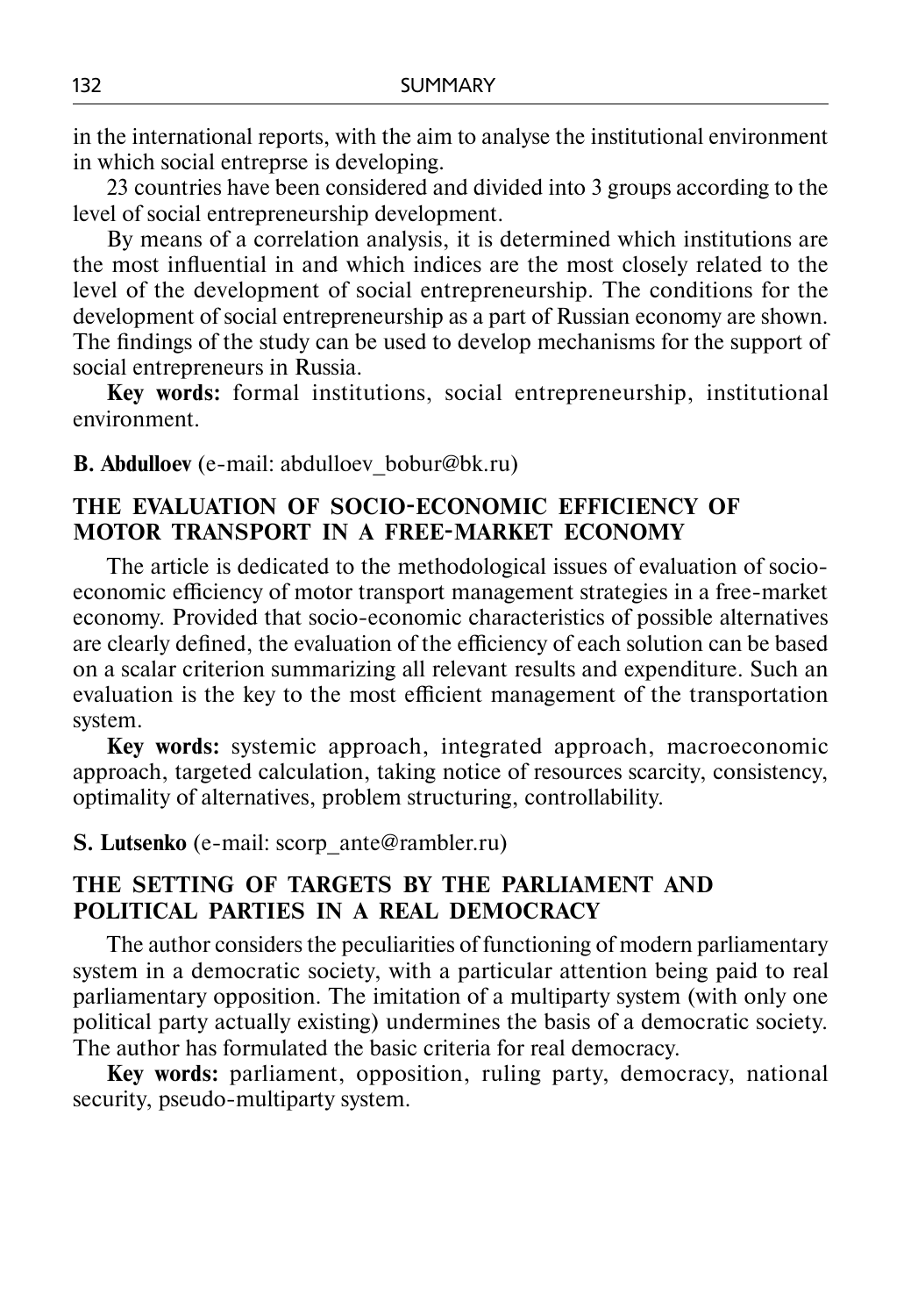in the international reports, with the aim to analyse the institutional environment in which social entreprse is developing.

23 countries have been considered and divided into 3 groups according to the level of social entrepreneurship development.

By means of a correlation analysis, it is determined which institutions are the most influential in and which indices are the most closely related to the level of the development of social entrepreneurship. The conditions for the development of social entrepreneurship as a part of Russian economy are shown. The findings of the study can be used to develop mechanisms for the support of social entrepreneurs in Russia.

**Key words:** formal institutions, social entrepreneurship, institutional environment.

**B. Abdulloev** (e-mail: abdulloev_bobur@bk.ru)

## THE EVALUATION OF SOCIO-ECONOMIC EFFICIENCY OF MOTOR TRANSPORT IN A FREE-MARKET ECONOMY

The article is dedicated to the methodological issues of evaluation of socio-economic efficiency of motor transport management strategies in a free-market economy. Provided that socio-economic characteristics of possible alternatives are clearly defined, the evaluation of the efficiency of each solution can be based on a scalar criterion summarizing all relevant results and expenditure. Such an evaluation is the key to the most efficient management of the transportation system.

**Key words:** systemic approach, integrated approach, macroeconomic approach, targeted calculation, taking notice of resources scarcity, consistency, optimality of alternatives, problem structuring, controllability.

**S. Lutsenko** (e-mail: scorp_ante@rambler.ru)

## THE SETTING OF TARGETS BY THE PARLIAMENT AND POLITICAL PARTIES IN A REAL DEMOCRACY

The author considers the peculiarities of functioning of modern parliamentary system in a democratic society, with a particular attention being paid to real parliamentary opposition. The imitation of a multiparty system (with only one political party actually existing) undermines the basis of a democratic society. The author has formulated the basic criteria for real democracy.

**Key words:** parliament, opposition, ruling party, democracy, national security, pseudo-multiparty system.